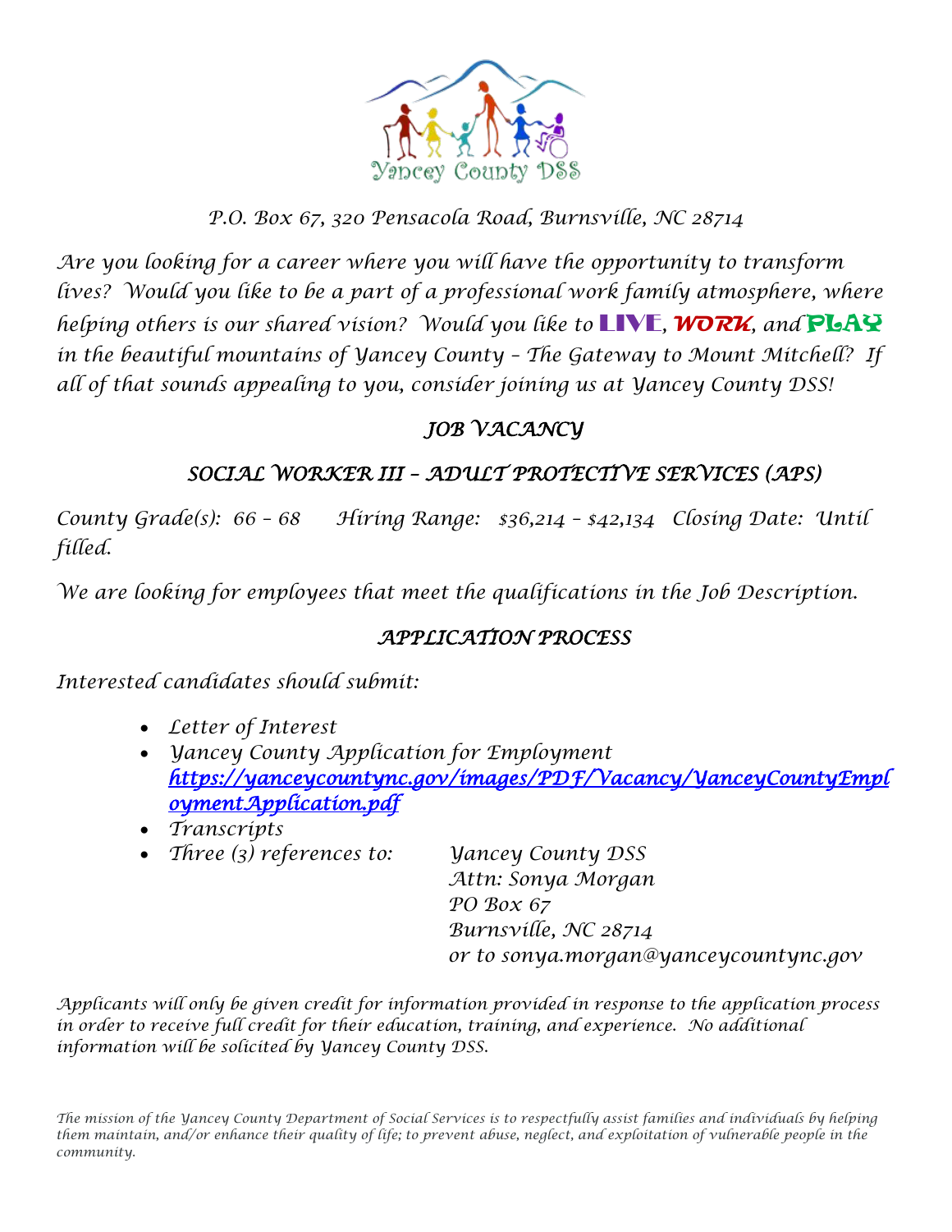Yancey County DSS

*P.O. Box 67, 320 Pensacola Road, Burnsville, NC 28714*

*Are you looking for a career where you will have the opportunity to transform lives? Would you like to be a part of a professional work family atmosphere, where helping others is our shared vision? Would you like to* **LIVE**, ***WORK***, *and* **PLAY** *in the beautiful mountains of Yancey County – The Gateway to Mount Mitchell? If all of that sounds appealing to you, consider joining us at Yancey County DSS!*

## *JOB VACANCY*

## *SOCIAL WORKER III – ADULT PROTECTIVE SERVICES (APS)*

*County Grade(s): 66 – 68 Hiring Range: $36,214 – $42,134 Closing Date: Until filled.*

*We are looking for employees that meet the qualifications in the Job Description.*

## *APPLICATION PROCESS*

*Interested candidates should submit:*

- *Letter of Interest*
- *Yancey County Application for Employment* [https://yanceycountync.gov/images/PDF/Vacancy/YanceyCountyEmploymentApplication.pdf](https://yanceycountync.gov/images/PDF/Vacancy/YanceyCountyEmploymentApplication.pdf)
- *Transcripts*
- *Three (3) references to:* Yancey County DSS
  Attn: Sonya Morgan
  PO Box 67
  Burnsville, NC 28714
  or to sonya.morgan@yanceycountync.gov

*Applicants will only be given credit for information provided in response to the application process in order to receive full credit for their education, training, and experience. No additional information will be solicited by Yancey County DSS.*

*The mission of the Yancey County Department of Social Services is to respectfully assist families and individuals by helping them maintain, and/or enhance their quality of life; to prevent abuse, neglect, and exploitation of vulnerable people in the community.*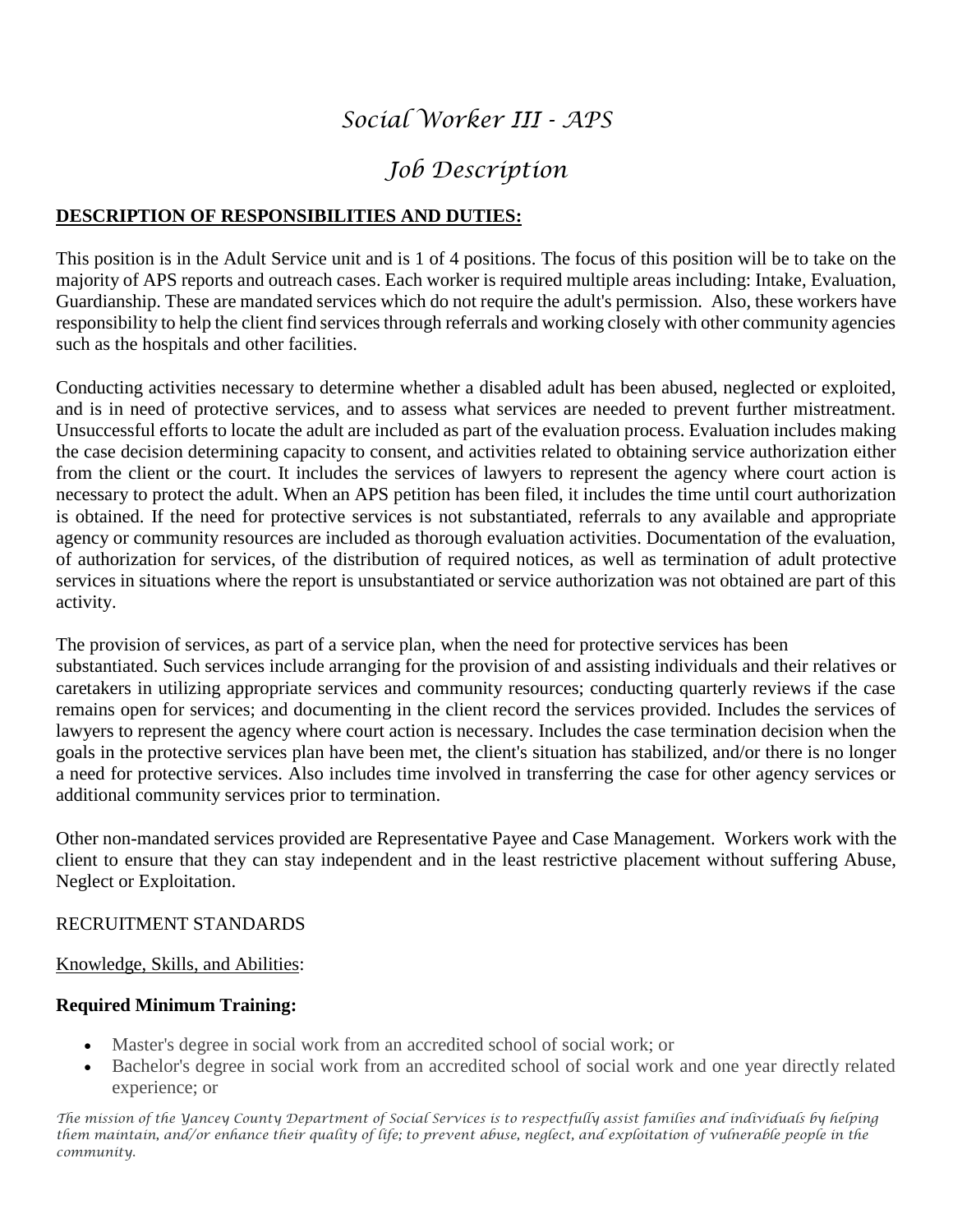# *Social Worker III - APS*

# *Job Description*

**DESCRIPTION OF RESPONSIBILITIES AND DUTIES:**

This position is in the Adult Service unit and is 1 of 4 positions. The focus of this position will be to take on the majority of APS reports and outreach cases. Each worker is required multiple areas including: Intake, Evaluation, Guardianship. These are mandated services which do not require the adult's permission. Also, these workers have responsibility to help the client find services through referrals and working closely with other community agencies such as the hospitals and other facilities.

Conducting activities necessary to determine whether a disabled adult has been abused, neglected or exploited, and is in need of protective services, and to assess what services are needed to prevent further mistreatment. Unsuccessful efforts to locate the adult are included as part of the evaluation process. Evaluation includes making the case decision determining capacity to consent, and activities related to obtaining service authorization either from the client or the court. It includes the services of lawyers to represent the agency where court action is necessary to protect the adult. When an APS petition has been filed, it includes the time until court authorization is obtained. If the need for protective services is not substantiated, referrals to any available and appropriate agency or community resources are included as thorough evaluation activities. Documentation of the evaluation, of authorization for services, of the distribution of required notices, as well as termination of adult protective services in situations where the report is unsubstantiated or service authorization was not obtained are part of this activity.

The provision of services, as part of a service plan, when the need for protective services has been substantiated. Such services include arranging for the provision of and assisting individuals and their relatives or caretakers in utilizing appropriate services and community resources; conducting quarterly reviews if the case remains open for services; and documenting in the client record the services provided. Includes the services of lawyers to represent the agency where court action is necessary. Includes the case termination decision when the goals in the protective services plan have been met, the client's situation has stabilized, and/or there is no longer a need for protective services. Also includes time involved in transferring the case for other agency services or additional community services prior to termination.

Other non-mandated services provided are Representative Payee and Case Management. Workers work with the client to ensure that they can stay independent and in the least restrictive placement without suffering Abuse, Neglect or Exploitation.

RECRUITMENT STANDARDS

Knowledge, Skills, and Abilities:

**Required Minimum Training:**

- Master's degree in social work from an accredited school of social work; or
- Bachelor's degree in social work from an accredited school of social work and one year directly related experience; or

*The mission of the Yancey County Department of Social Services is to respectfully assist families and individuals by helping them maintain, and/or enhance their quality of life; to prevent abuse, neglect, and exploitation of vulnerable people in the community.*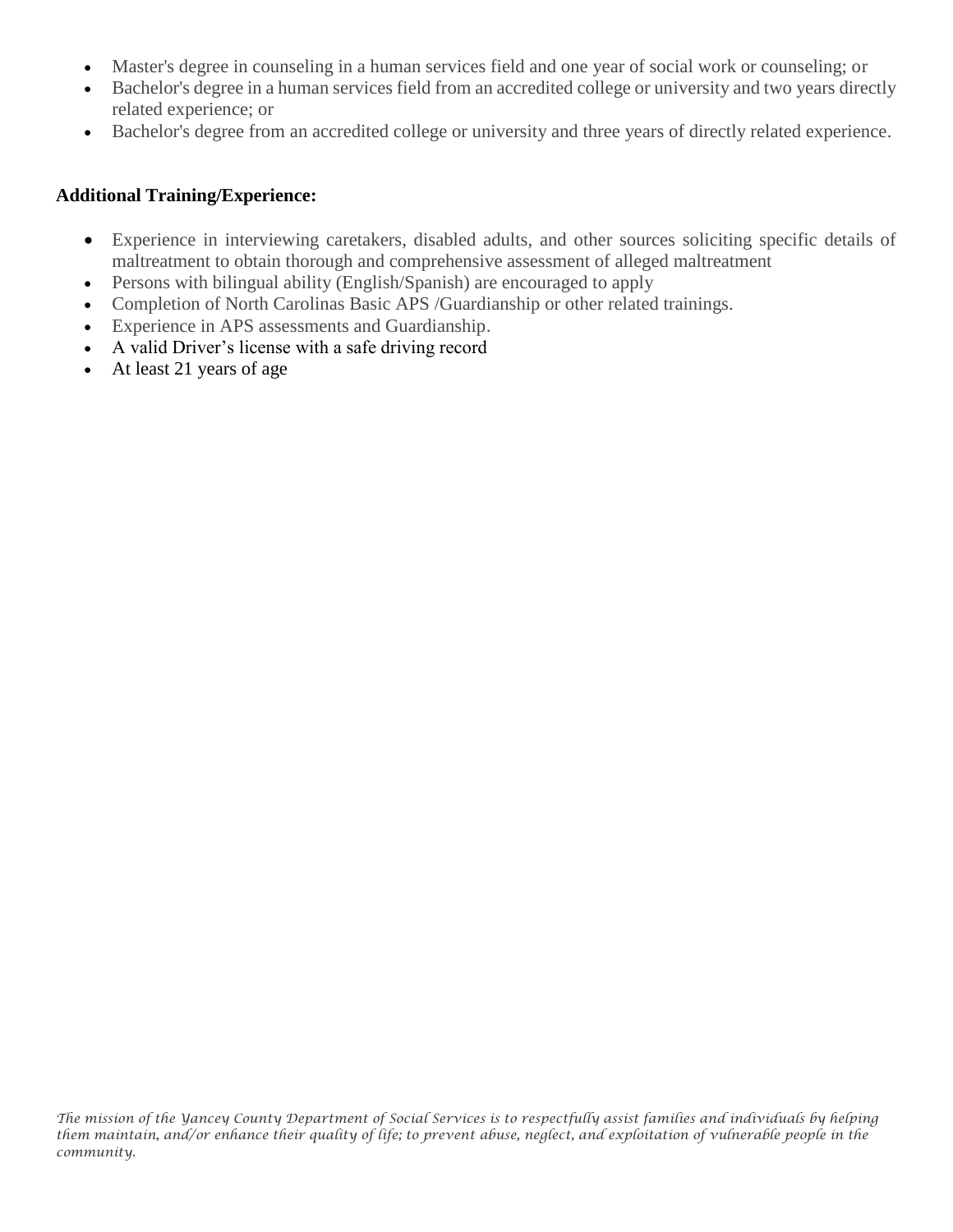- Master's degree in counseling in a human services field and one year of social work or counseling; or
- Bachelor's degree in a human services field from an accredited college or university and two years directly related experience; or
- Bachelor's degree from an accredited college or university and three years of directly related experience.

**Additional Training/Experience:**

- Experience in interviewing caretakers, disabled adults, and other sources soliciting specific details of maltreatment to obtain thorough and comprehensive assessment of alleged maltreatment
- Persons with bilingual ability (English/Spanish) are encouraged to apply
- Completion of North Carolinas Basic APS /Guardianship or other related trainings.
- Experience in APS assessments and Guardianship.
- A valid Driver's license with a safe driving record
- At least 21 years of age

*The mission of the Yancey County Department of Social Services is to respectfully assist families and individuals by helping them maintain, and/or enhance their quality of life; to prevent abuse, neglect, and exploitation of vulnerable people in the community.*